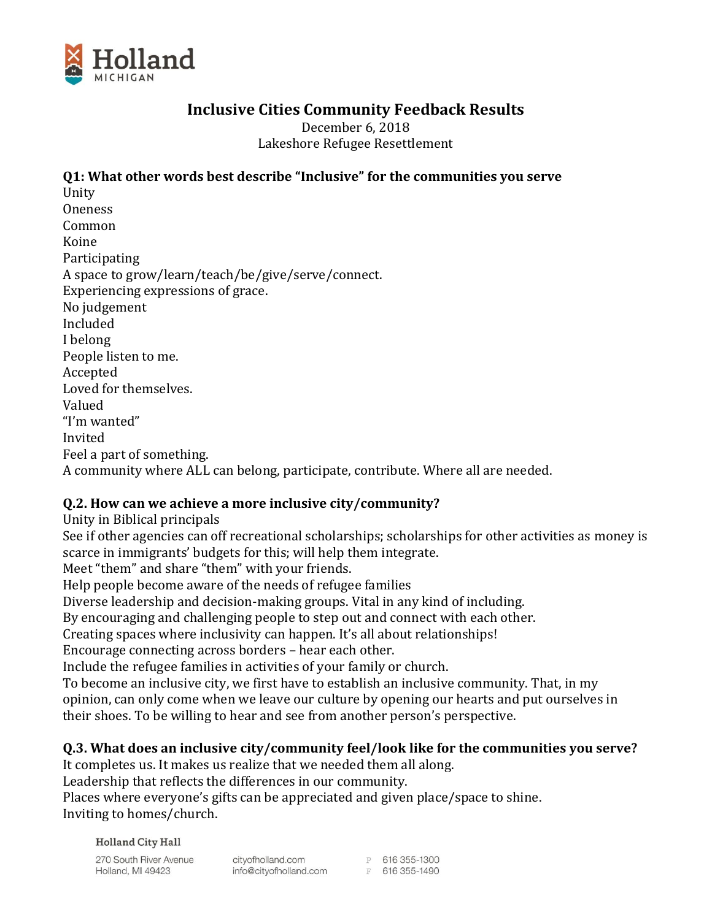# Inclusive Cities Community Feedback Results

December 6, 2018
Lakeshore Refugee Resettlement

**Q1: What other words best describe "Inclusive" for the communities you serve**

Unity
Oneness
Common
Koine
Participating
A space to grow/learn/teach/be/give/serve/connect.
Experiencing expressions of grace.
No judgement
Included
I belong
People listen to me.
Accepted
Loved for themselves.
Valued
"I'm wanted"
Invited
Feel a part of something.
A community where ALL can belong, participate, contribute. Where all are needed.

**Q.2. How can we achieve a more inclusive city/community?**

Unity in Biblical principals
See if other agencies can off recreational scholarships; scholarships for other activities as money is scarce in immigrants' budgets for this; will help them integrate.
Meet "them" and share "them" with your friends.
Help people become aware of the needs of refugee families
Diverse leadership and decision-making groups. Vital in any kind of including.
By encouraging and challenging people to step out and connect with each other.
Creating spaces where inclusivity can happen. It's all about relationships!
Encourage connecting across borders – hear each other.
Include the refugee families in activities of your family or church.
To become an inclusive city, we first have to establish an inclusive community. That, in my opinion, can only come when we leave our culture by opening our hearts and put ourselves in their shoes. To be willing to hear and see from another person's perspective.

**Q.3. What does an inclusive city/community feel/look like for the communities you serve?**

It completes us. It makes us realize that we needed them all along.
Leadership that reflects the differences in our community.
Places where everyone's gifts can be appreciated and given place/space to shine.
Inviting to homes/church.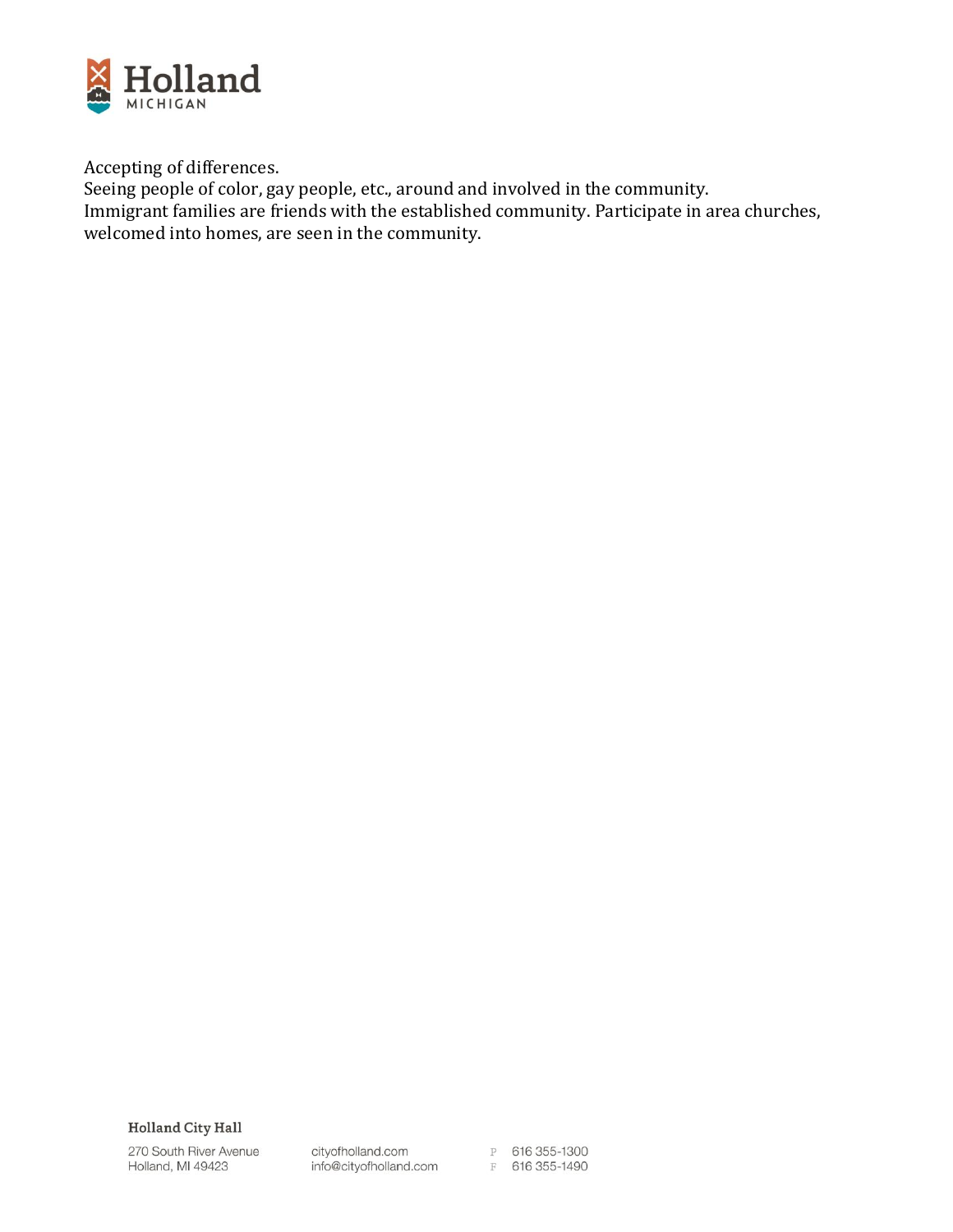Accepting of differences.
Seeing people of color, gay people, etc., around and involved in the community.
Immigrant families are friends with the established community. Participate in area churches, welcomed into homes, are seen in the community.